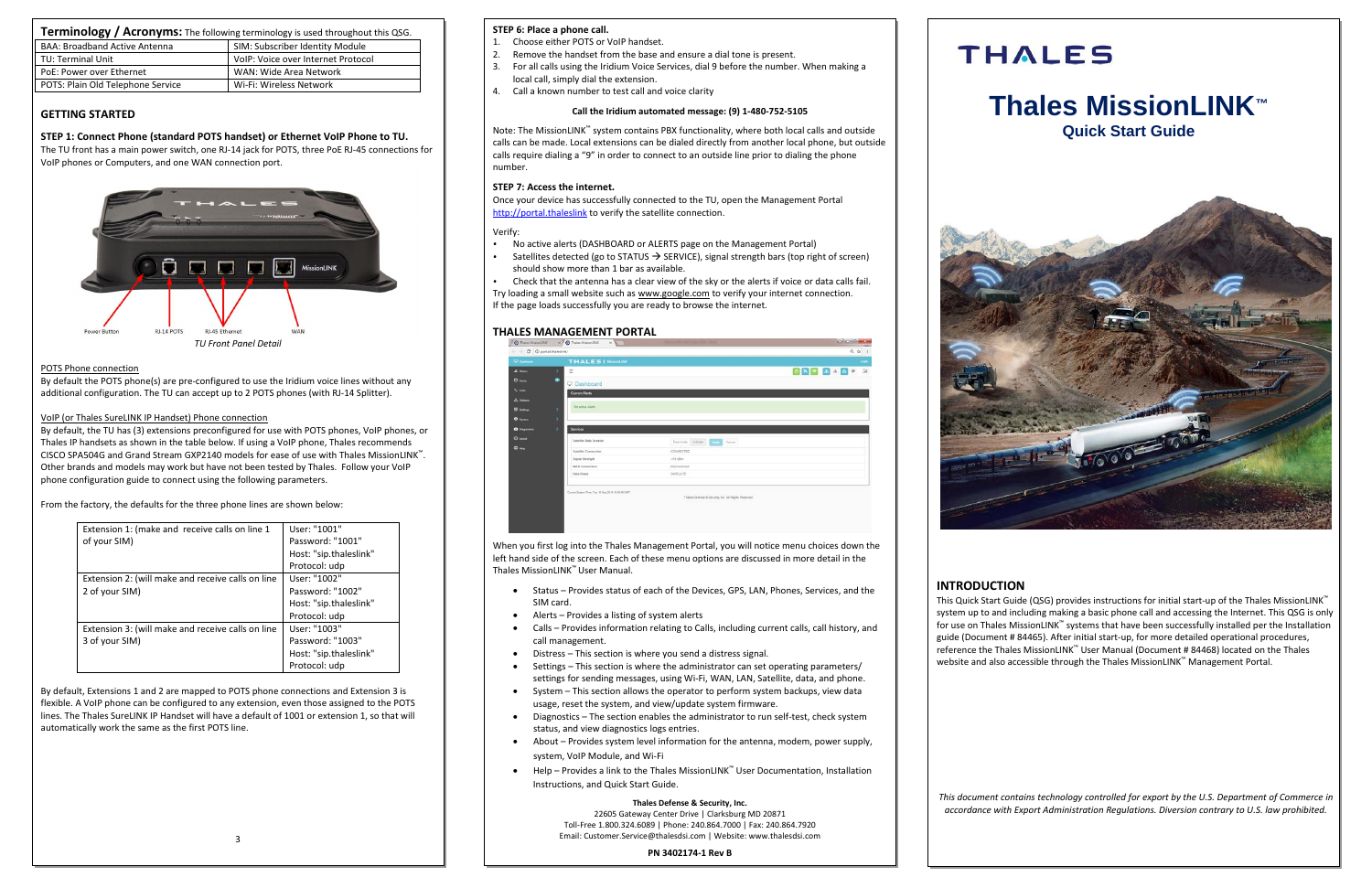**Terminology / Acronyms:** The following terminology is used throughout this QSG.

| | |
|---|---|
| BAA: Broadband Active Antenna | SIM: Subscriber Identity Module |
| TU: Terminal Unit | VoIP: Voice over Internet Protocol |
| PoE: Power over Ethernet | WAN: Wide Area Network |
| POTS: Plain Old Telephone Service | Wi-Fi: Wireless Network |

## GETTING STARTED

**STEP 1: Connect Phone (standard POTS handset) or Ethernet VoIP Phone to TU.**

The TU front has a main power switch, one RJ-14 jack for POTS, three PoE RJ-45 connections for VoIP phones or Computers, and one WAN connection port.

Power Button RJ-14 POTS RJ-45 Ethernet WAN

*TU Front Panel Detail*

POTS Phone connection

By default the POTS phone(s) are pre-configured to use the Iridium voice lines without any additional configuration. The TU can accept up to 2 POTS phones (with RJ-14 Splitter).

VoIP (or Thales SureLINK IP Handset) Phone connection

By default, the TU has (3) extensions preconfigured for use with POTS phones, VoIP phones, or Thales IP handsets as shown in the table below. If using a VoIP phone, Thales recommends CISCO SPA504G and Grand Stream GXP2140 models for ease of use with Thales MissionLINK™. Other brands and models may work but have not been tested by Thales. Follow your VoIP phone configuration guide to connect using the following parameters.

From the factory, the defaults for the three phone lines are shown below:

| | |
|---|---|
| Extension 1: (make and receive calls on line 1 of your SIM) | User: "1001"<br>Password: "1001"<br>Host: "sip.thaleslink"<br>Protocol: udp |
| Extension 2: (will make and receive calls on line 2 of your SIM) | User: "1002"<br>Password: "1002"<br>Host: "sip.thaleslink"<br>Protocol: udp |
| Extension 3: (will make and receive calls on line 3 of your SIM) | User: "1003"<br>Password: "1003"<br>Host: "sip.thaleslink"<br>Protocol: udp |

By default, Extensions 1 and 2 are mapped to POTS phone connections and Extension 3 is flexible. A VoIP phone can be configured to any extension, even those assigned to the POTS lines. The Thales SureLINK IP Handset will have a default of 1001 or extension 1, so that will automatically work the same as the first POTS line.

**STEP 6: Place a phone call.**

1. Choose either POTS or VoIP handset.
2. Remove the handset from the base and ensure a dial tone is present.
3. For all calls using the Iridium Voice Services, dial 9 before the number. When making a local call, simply dial the extension.
4. Call a known number to test call and voice clarity

**Call the Iridium automated message: (9) 1-480-752-5105**

Note: The MissionLINK™ system contains PBX functionality, where both local calls and outside calls can be made. Local extensions can be dialed directly from another local phone, but outside calls require dialing a "9" in order to connect to an outside line prior to dialing the phone number.

**STEP 7: Access the internet.**

Once your device has successfully connected to the TU, open the Management Portal http://portal.thaleslink to verify the satellite connection.

Verify:

- No active alerts (DASHBOARD or ALERTS page on the Management Portal)
- Satellites detected (go to STATUS → SERVICE), signal strength bars (top right of screen) should show more than 1 bar as available.
- Check that the antenna has a clear view of the sky or the alerts if voice or data calls fail.

Try loading a small website such as www.google.com to verify your internet connection. If the page loads successfully you are ready to browse the internet.

## THALES MANAGEMENT PORTAL

When you first log into the Thales Management Portal, you will notice menu choices down the left hand side of the screen. Each of these menu options are discussed in more detail in the Thales MissionLINK™ User Manual.

- Status – Provides status of each of the Devices, GPS, LAN, Phones, Services, and the SIM card.
- Alerts – Provides a listing of system alerts
- Calls – Provides information relating to Calls, including current calls, call history, and call management.
- Distress – This section is where you send a distress signal.
- Settings – This section is where the administrator can set operating parameters/ settings for sending messages, using Wi-Fi, WAN, LAN, Satellite, data, and phone.
- System – This section allows the operator to perform system backups, view data usage, reset the system, and view/update system firmware.
- Diagnostics – The section enables the administrator to run self-test, check system status, and view diagnostics logs entries.
- About – Provides system level information for the antenna, modem, power supply, system, VoIP Module, and Wi-Fi
- Help – Provides a link to the Thales MissionLINK™ User Documentation, Installation Instructions, and Quick Start Guide.

**Thales Defense & Security, Inc.**
22605 Gateway Center Drive | Clarksburg MD 20871
Toll-Free 1.800.324.6089 | Phone: 240.864.7000 | Fax: 240.864.7920
Email: Customer.Service@thalesdsi.com | Website: www.thalesdsi.com

**PN 3402174-1 Rev B**

# THALES

# Thales MissionLINK™

## Quick Start Guide

## INTRODUCTION

This Quick Start Guide (QSG) provides instructions for initial start-up of the Thales MissionLINK™ system up to and including making a basic phone call and accessing the Internet. This QSG is only for use on Thales MissionLINK™ systems that have been successfully installed per the Installation guide (Document # 84465). After initial start-up, for more detailed operational procedures, reference the Thales MissionLINK™ User Manual (Document # 84468) located on the Thales website and also accessible through the Thales MissionLINK™ Management Portal.

*This document contains technology controlled for export by the U.S. Department of Commerce in accordance with Export Administration Regulations. Diversion contrary to U.S. law prohibited.*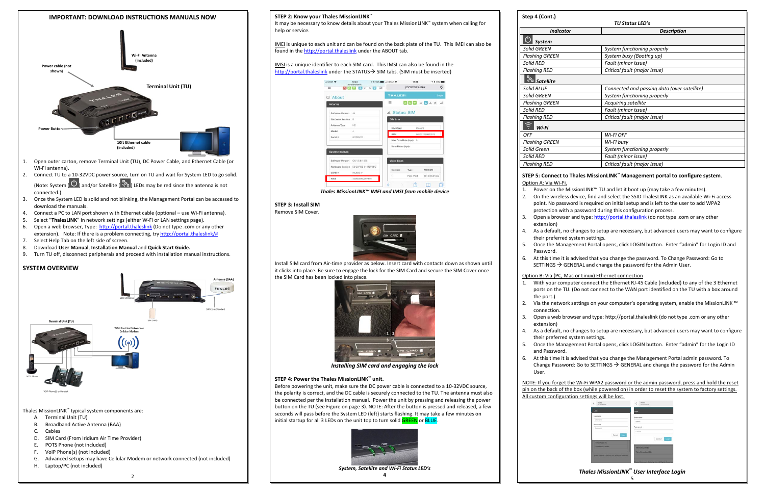**IMPORTANT: DOWNLOAD INSTRUCTIONS MANUALS NOW**

Wi-Fi Antenna (included)

Power cable (not shown)

Terminal Unit (TU)

Power Button

10ft Ethernet cable (included)

1. Open outer carton, remove Terminal Unit (TU), DC Power Cable, and Ethernet Cable (or Wi-Fi antenna).
2. Connect TU to a 10-32VDC power source, turn on TU and wait for System LED to go solid.

   (Note: System ( ) and/or Satellite ( ) LEDs may be red since the antenna is not connected.)
3. Once the System LED is solid and not blinking, the Management Portal can be accessed to download the manuals.
4. Connect a PC to LAN port shown with Ethernet cable (optional – use Wi-Fi antenna).
5. Select "**ThalesLINK**" in network settings (either Wi-Fi or LAN settings page).
6. Open a web browser, Type: http://portal.thaleslink (Do not type .com or any other extension). Note: If there is a problem connecting, try http://portal.thaleslink/#
7. Select Help Tab on the left side of screen.
8. Download **User Manual**, **Installation Manual** and **Quick Start Guide.**
9. Turn TU off, disconnect peripherals and proceed with installation manual instructions.

## SYSTEM OVERVIEW

Antenna (BAA)

Wi-Fi Antenna

SIM Cover Standard

SIM CARD

Terminal Unit (TU)

WAN Port for Network or Cellular Modem

POTS Phone

VoIP Phone(s) or Handset

Thales MissionLINK™ typical system components are:

A. Terminal Unit (TU)
B. Broadband Active Antenna (BAA)
C. Cables
D. SIM Card (From Iridium Air Time Provider)
E. POTS Phone (not included)
F. VoIP Phone(s) (not included)
G. Advanced setups may have Cellular Modem or network connected (not included)
H. Laptop/PC (not included)

**STEP 2: Know your Thales MissionLINK™**

It may be necessary to know details about your Thales MissionLINK™ system when calling for help or service.

IMEI is unique to each unit and can be found on the back plate of the TU. This IMEI can also be found in the http://portal.thaleslink under the ABOUT tab.

IMSI is a unique identifier to each SIM card. This IMSI can also be found in the http://portal.thaleslink under the STATUS→ SIM tabs. (SIM must be inserted)

*Thales MissionLINK™ IMEI and IMSI from mobile device*

**STEP 3: Install SIM**

Remove SIM Cover.

Install SIM card from Air-time provider as below. Insert card with contacts down as shown until it clicks into place. Be sure to engage the lock for the SIM Card and secure the SIM Cover once the SIM Card has been locked into place.

*Installing SIM card and engaging the lock*

**STEP 4: Power the Thales MissionLINK™ unit.**

Before powering the unit, make sure the DC power cable is connected to a 10-32VDC source, the polarity is correct, and the DC cable is securely connected to the TU. The antenna must also be connected per the installation manual. Power the unit by pressing and releasing the power button on the TU (see Figure on page 3). NOTE: After the button is pressed and released, a few seconds will pass before the System LED (left) starts flashing. It may take a few minutes on initial startup for all 3 LEDs on the unit top to turn solid GREEN or BLUE.

*System, Satellite and Wi-Fi Status LED's*

Step 4 (Cont.)

*TU Status LED's*

| *Indicator* | *Description* |
|---|---|
| ***System*** | |
| *Solid GREEN* | *System functioning properly* |
| *Flashing GREEN* | *System busy (Booting up)* |
| *Solid RED* | *Fault (minor issue)* |
| *Flashing RED* | *Critical fault (major issue)* |
| ***Satellite*** | |
| *Solid BLUE* | *Connected and passing data (over satellite)* |
| *Solid GREEN* | *System functioning properly* |
| *Flashing GREEN* | *Acquiring satellite* |
| *Solid RED* | *Fault (minor issue)* |
| *Flashing RED* | *Critical fault (major issue)* |
| ***Wi-Fi*** | |
| *OFF* | *Wi-Fi OFF* |
| *Flashing GREEN* | *Wi-Fi busy* |
| *Solid Green* | *System functioning properly* |
| *Solid RED* | *Fault (minor issue)* |
| *Flashing RED* | *Critical fault (major issue)* |

**STEP 5: Connect to Thales MissionLINK™ Management portal to configure system.**

Option A: Via Wi-Fi.

1. Power on the MissionLINK™ TU and let it boot up (may take a few minutes).
2. On the wireless device, find and select the SSID ThalesLINK as an available Wi-Fi access point. No password is required on initial setup and is left to the user to add WPA2 protection with a password during this configuration process.
3. Open a browser and type: http://portal.thaleslink (do not type .com or any other extension)
4. As a default, no changes to setup are necessary, but advanced users may want to configure their preferred system settings.
5. Once the Management Portal opens, click LOGIN button. Enter "admin" for Login ID and Password.
6. At this time it is advised that you change the password. To Change Password: Go to SETTINGS → GENERAL and change the password for the Admin User.

Option B: Via (PC, Mac or Linux) Ethernet connection

1. With your computer connect the Ethernet RJ-45 Cable (included) to any of the 3 Ethernet ports on the TU. (Do not connect to the WAN port identified on the TU with a box around the port.)
2. Via the network settings on your computer's operating system, enable the MissionLINK ™ connection.
3. Open a web browser and type: http://portal.thaleslink (do not type .com or any other extension)
4. As a default, no changes to setup are necessary, but advanced users may want to configure their preferred system settings.
5. Once the Management Portal opens, click LOGIN button. Enter "admin" for the Login ID and Password.
6. At this time it is advised that you change the Management Portal admin password. To Change Password: Go to SETTINGS → GENERAL and change the password for the Admin User.

NOTE: If you forget the Wi-Fi WPA2 password or the admin password, press and hold the reset pin on the back of the box (while powered on) in order to reset the system to factory settings. All custom configuration settings will be lost.

***Thales MissionLINK™ User Interface Login***